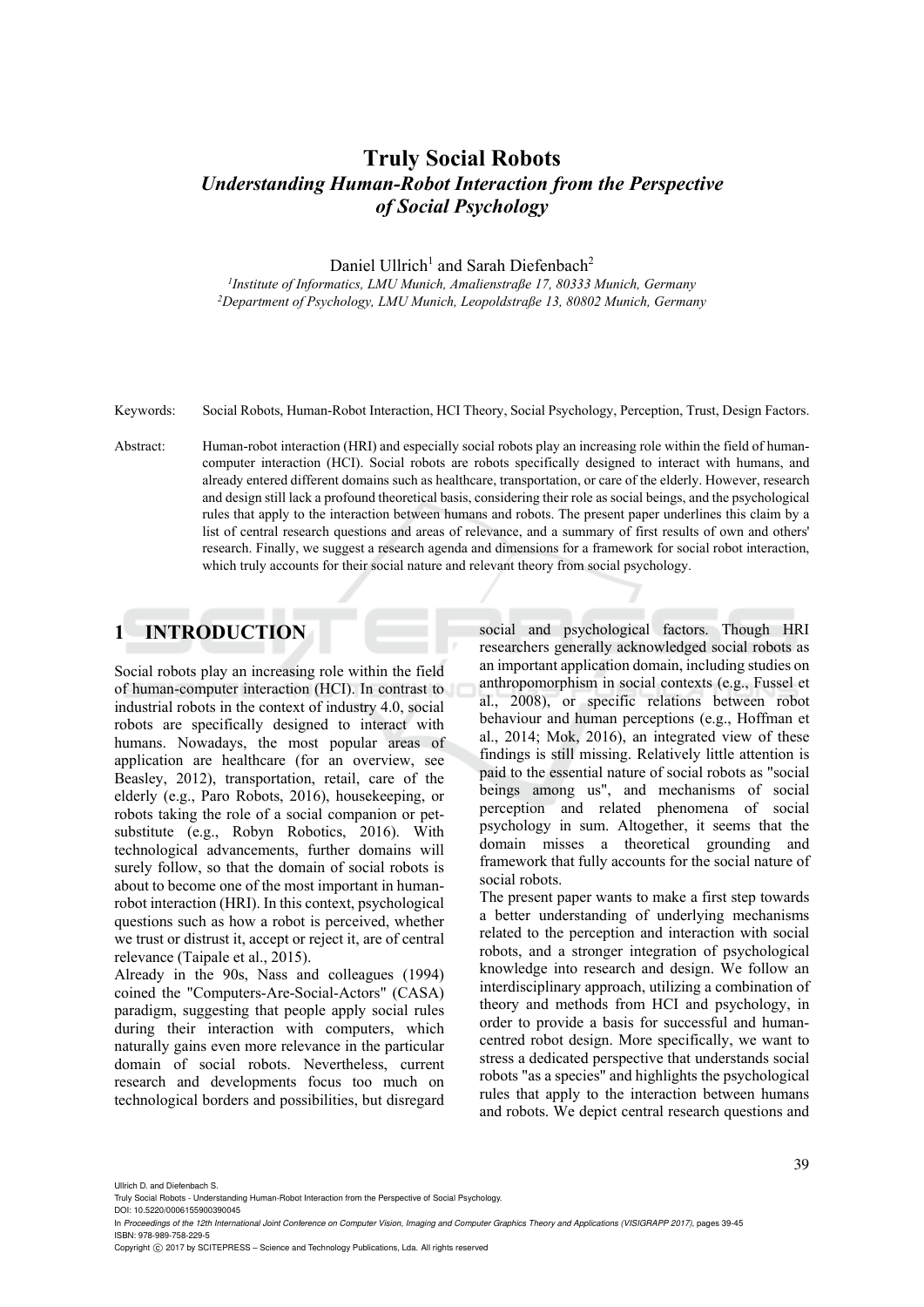# Truly Social Robots

## *Understanding Human-Robot Interaction from the Perspective of Social Psychology*

Daniel Ullrich[1] and Sarah Diefenbach[2]

[1]*Institute of Informatics, LMU Munich, Amalienstraße 17, 80333 Munich, Germany*
[2]*Department of Psychology, LMU Munich, Leopoldstraße 13, 80802 Munich, Germany*

Keywords: Social Robots, Human-Robot Interaction, HCI Theory, Social Psychology, Perception, Trust, Design Factors.

Abstract: Human-robot interaction (HRI) and especially social robots play an increasing role within the field of human-computer interaction (HCI). Social robots are robots specifically designed to interact with humans, and already entered different domains such as healthcare, transportation, or care of the elderly. However, research and design still lack a profound theoretical basis, considering their role as social beings, and the psychological rules that apply to the interaction between humans and robots. The present paper underlines this claim by a list of central research questions and areas of relevance, and a summary of first results of own and others' research. Finally, we suggest a research agenda and dimensions for a framework for social robot interaction, which truly accounts for their social nature and relevant theory from social psychology.

## 1 INTRODUCTION

Social robots play an increasing role within the field of human-computer interaction (HCI). In contrast to industrial robots in the context of industry 4.0, social robots are specifically designed to interact with humans. Nowadays, the most popular areas of application are healthcare (for an overview, see Beasley, 2012), transportation, retail, care of the elderly (e.g., Paro Robots, 2016), housekeeping, or robots taking the role of a social companion or pet-substitute (e.g., Robyn Robotics, 2016). With technological advancements, further domains will surely follow, so that the domain of social robots is about to become one of the most important in human-robot interaction (HRI). In this context, psychological questions such as how a robot is perceived, whether we trust or distrust it, accept or reject it, are of central relevance (Taipale et al., 2015).

Already in the 90s, Nass and colleagues (1994) coined the "Computers-Are-Social-Actors" (CASA) paradigm, suggesting that people apply social rules during their interaction with computers, which naturally gains even more relevance in the particular domain of social robots. Nevertheless, current research and developments focus too much on technological borders and possibilities, but disregard social and psychological factors. Though HRI researchers generally acknowledged social robots as an important application domain, including studies on anthropomorphism in social contexts (e.g., Fussel et al., 2008), or specific relations between robot behaviour and human perceptions (e.g., Hoffman et al., 2014; Mok, 2016), an integrated view of these findings is still missing. Relatively little attention is paid to the essential nature of social robots as "social beings among us", and mechanisms of social perception and related phenomena of social psychology in sum. Altogether, it seems that the domain misses a theoretical grounding and framework that fully accounts for the social nature of social robots.

The present paper wants to make a first step towards a better understanding of underlying mechanisms related to the perception and interaction with social robots, and a stronger integration of psychological knowledge into research and design. We follow an interdisciplinary approach, utilizing a combination of theory and methods from HCI and psychology, in order to provide a basis for successful and human-centred robot design. More specifically, we want to stress a dedicated perspective that understands social robots "as a species" and highlights the psychological rules that apply to the interaction between humans and robots. We depict central research questions and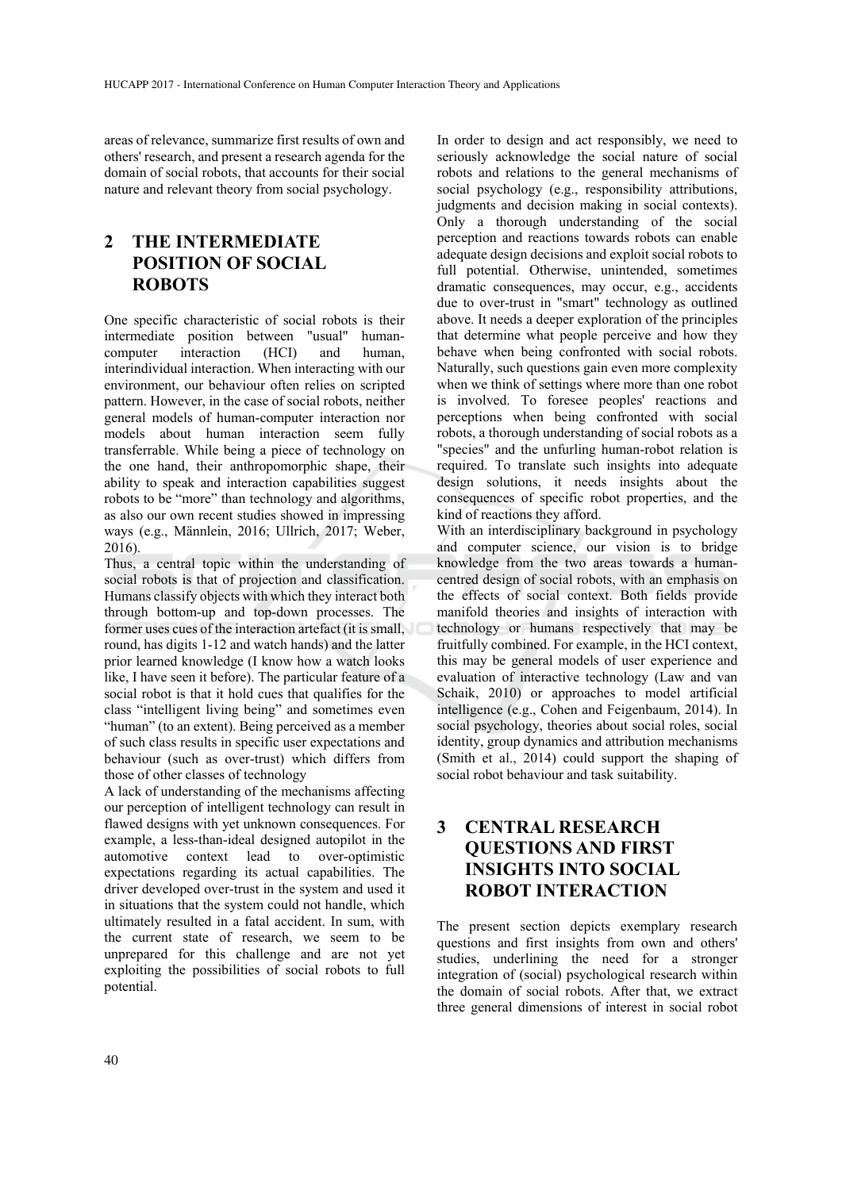areas of relevance, summarize first results of own and others' research, and present a research agenda for the domain of social robots, that accounts for their social nature and relevant theory from social psychology.

## 2 THE INTERMEDIATE POSITION OF SOCIAL ROBOTS

One specific characteristic of social robots is their intermediate position between "usual" human-computer interaction (HCI) and human, interindividual interaction. When interacting with our environment, our behaviour often relies on scripted pattern. However, in the case of social robots, neither general models of human-computer interaction nor models about human interaction seem fully transferrable. While being a piece of technology on the one hand, their anthropomorphic shape, their ability to speak and interaction capabilities suggest robots to be "more" than technology and algorithms, as also our own recent studies showed in impressing ways (e.g., Männlein, 2016; Ullrich, 2017; Weber, 2016).

Thus, a central topic within the understanding of social robots is that of projection and classification. Humans classify objects with which they interact both through bottom-up and top-down processes. The former uses cues of the interaction artefact (it is small, round, has digits 1-12 and watch hands) and the latter prior learned knowledge (I know how a watch looks like, I have seen it before). The particular feature of a social robot is that it hold cues that qualifies for the class "intelligent living being" and sometimes even "human" (to an extent). Being perceived as a member of such class results in specific user expectations and behaviour (such as over-trust) which differs from those of other classes of technology

A lack of understanding of the mechanisms affecting our perception of intelligent technology can result in flawed designs with yet unknown consequences. For example, a less-than-ideal designed autopilot in the automotive context lead to over-optimistic expectations regarding its actual capabilities. The driver developed over-trust in the system and used it in situations that the system could not handle, which ultimately resulted in a fatal accident. In sum, with the current state of research, we seem to be unprepared for this challenge and are not yet exploiting the possibilities of social robots to full potential.

In order to design and act responsibly, we need to seriously acknowledge the social nature of social robots and relations to the general mechanisms of social psychology (e.g., responsibility attributions, judgments and decision making in social contexts). Only a thorough understanding of the social perception and reactions towards robots can enable adequate design decisions and exploit social robots to full potential. Otherwise, unintended, sometimes dramatic consequences, may occur, e.g., accidents due to over-trust in "smart" technology as outlined above. It needs a deeper exploration of the principles that determine what people perceive and how they behave when being confronted with social robots. Naturally, such questions gain even more complexity when we think of settings where more than one robot is involved. To foresee peoples' reactions and perceptions when being confronted with social robots, a thorough understanding of social robots as a "species" and the unfurling human-robot relation is required. To translate such insights into adequate design solutions, it needs insights about the consequences of specific robot properties, and the kind of reactions they afford.

With an interdisciplinary background in psychology and computer science, our vision is to bridge knowledge from the two areas towards a human-centred design of social robots, with an emphasis on the effects of social context. Both fields provide manifold theories and insights of interaction with technology or humans respectively that may be fruitfully combined. For example, in the HCI context, this may be general models of user experience and evaluation of interactive technology (Law and van Schaik, 2010) or approaches to model artificial intelligence (e.g., Cohen and Feigenbaum, 2014). In social psychology, theories about social roles, social identity, group dynamics and attribution mechanisms (Smith et al., 2014) could support the shaping of social robot behaviour and task suitability.

## 3 CENTRAL RESEARCH QUESTIONS AND FIRST INSIGHTS INTO SOCIAL ROBOT INTERACTION

The present section depicts exemplary research questions and first insights from own and others' studies, underlining the need for a stronger integration of (social) psychological research within the domain of social robots. After that, we extract three general dimensions of interest in social robot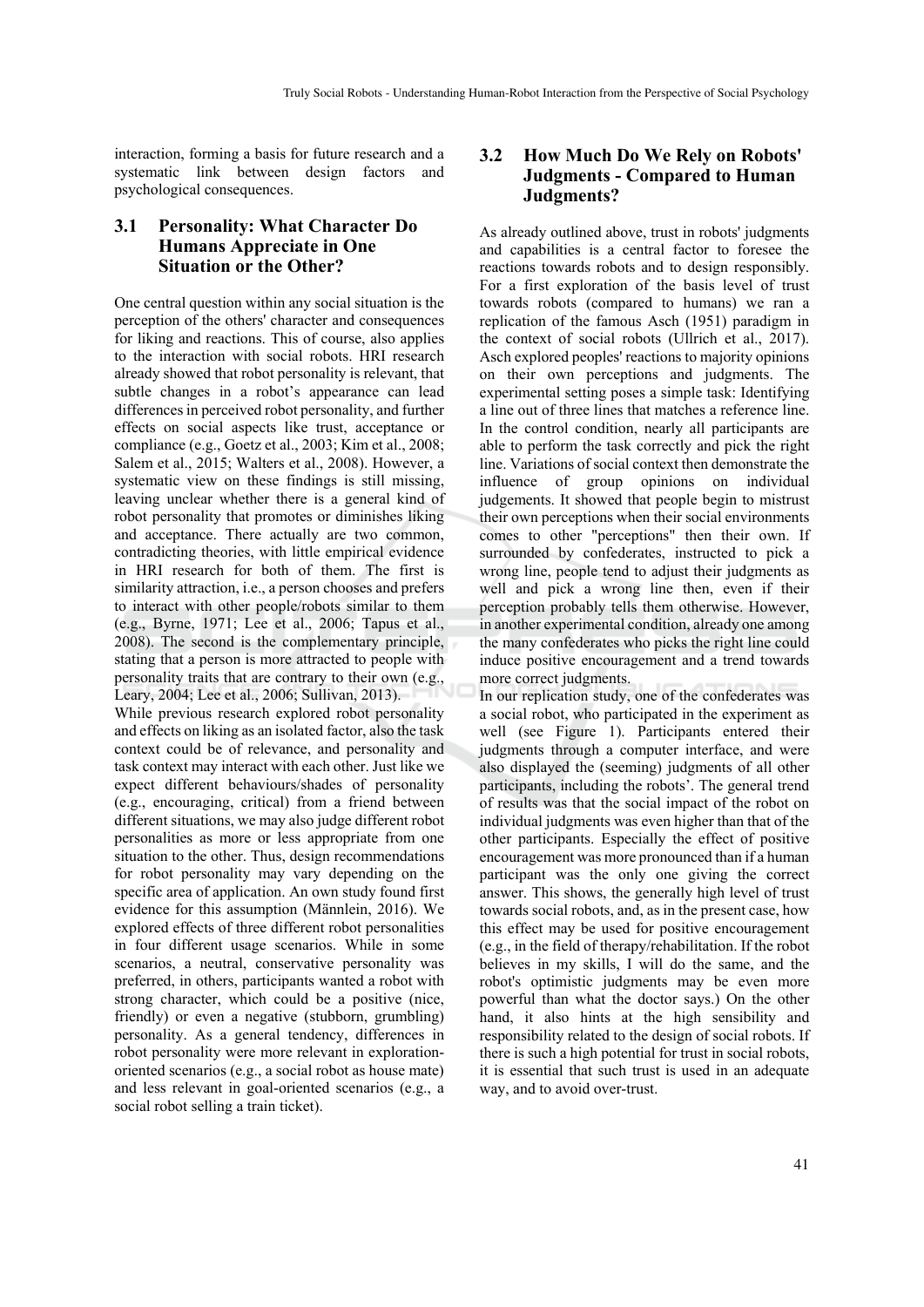interaction, forming a basis for future research and a systematic link between design factors and psychological consequences.

## 3.1 Personality: What Character Do Humans Appreciate in One Situation or the Other?

One central question within any social situation is the perception of the others' character and consequences for liking and reactions. This of course, also applies to the interaction with social robots. HRI research already showed that robot personality is relevant, that subtle changes in a robot's appearance can lead differences in perceived robot personality, and further effects on social aspects like trust, acceptance or compliance (e.g., Goetz et al., 2003; Kim et al., 2008; Salem et al., 2015; Walters et al., 2008). However, a systematic view on these findings is still missing, leaving unclear whether there is a general kind of robot personality that promotes or diminishes liking and acceptance. There actually are two common, contradicting theories, with little empirical evidence in HRI research for both of them. The first is similarity attraction, i.e., a person chooses and prefers to interact with other people/robots similar to them (e.g., Byrne, 1971; Lee et al., 2006; Tapus et al., 2008). The second is the complementary principle, stating that a person is more attracted to people with personality traits that are contrary to their own (e.g., Leary, 2004; Lee et al., 2006; Sullivan, 2013).

While previous research explored robot personality and effects on liking as an isolated factor, also the task context could be of relevance, and personality and task context may interact with each other. Just like we expect different behaviours/shades of personality (e.g., encouraging, critical) from a friend between different situations, we may also judge different robot personalities as more or less appropriate from one situation to the other. Thus, design recommendations for robot personality may vary depending on the specific area of application. An own study found first evidence for this assumption (Männlein, 2016). We explored effects of three different robot personalities in four different usage scenarios. While in some scenarios, a neutral, conservative personality was preferred, in others, participants wanted a robot with strong character, which could be a positive (nice, friendly) or even a negative (stubborn, grumbling) personality. As a general tendency, differences in robot personality were more relevant in exploration-oriented scenarios (e.g., a social robot as house mate) and less relevant in goal-oriented scenarios (e.g., a social robot selling a train ticket).

## 3.2 How Much Do We Rely on Robots' Judgments - Compared to Human Judgments?

As already outlined above, trust in robots' judgments and capabilities is a central factor to foresee the reactions towards robots and to design responsibly. For a first exploration of the basis level of trust towards robots (compared to humans) we ran a replication of the famous Asch (1951) paradigm in the context of social robots (Ullrich et al., 2017). Asch explored peoples' reactions to majority opinions on their own perceptions and judgments. The experimental setting poses a simple task: Identifying a line out of three lines that matches a reference line. In the control condition, nearly all participants are able to perform the task correctly and pick the right line. Variations of social context then demonstrate the influence of group opinions on individual judgements. It showed that people begin to mistrust their own perceptions when their social environments comes to other "perceptions" then their own. If surrounded by confederates, instructed to pick a wrong line, people tend to adjust their judgments as well and pick a wrong line then, even if their perception probably tells them otherwise. However, in another experimental condition, already one among the many confederates who picks the right line could induce positive encouragement and a trend towards more correct judgments.

In our replication study, one of the confederates was a social robot, who participated in the experiment as well (see Figure 1). Participants entered their judgments through a computer interface, and were also displayed the (seeming) judgments of all other participants, including the robots'. The general trend of results was that the social impact of the robot on individual judgments was even higher than that of the other participants. Especially the effect of positive encouragement was more pronounced than if a human participant was the only one giving the correct answer. This shows, the generally high level of trust towards social robots, and, as in the present case, how this effect may be used for positive encouragement (e.g., in the field of therapy/rehabilitation. If the robot believes in my skills, I will do the same, and the robot's optimistic judgments may be even more powerful than what the doctor says.) On the other hand, it also hints at the high sensibility and responsibility related to the design of social robots. If there is such a high potential for trust in social robots, it is essential that such trust is used in an adequate way, and to avoid over-trust.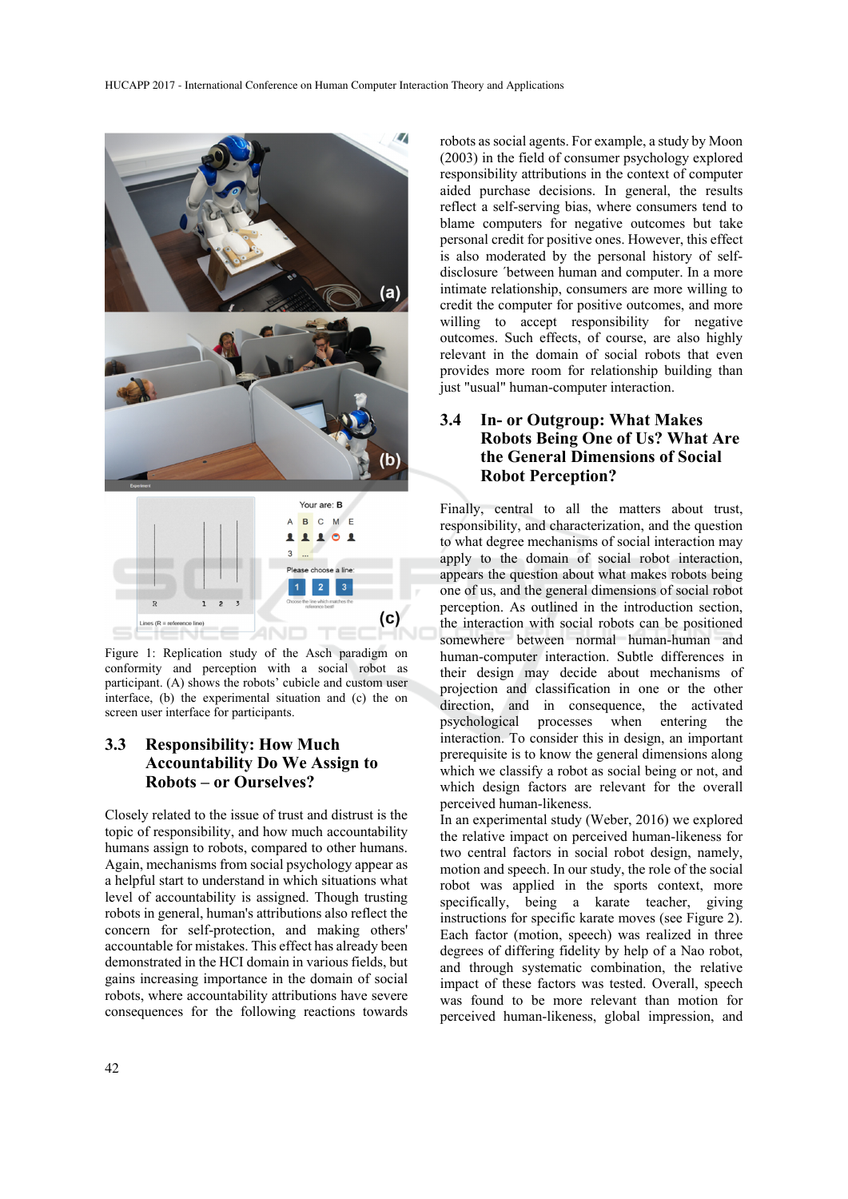Figure 1: Replication study of the Asch paradigm on conformity and perception with a social robot as participant. (A) shows the robots' cubicle and custom user interface, (b) the experimental situation and (c) the on screen user interface for participants.

### 3.3 Responsibility: How Much Accountability Do We Assign to Robots – or Ourselves?

Closely related to the issue of trust and distrust is the topic of responsibility, and how much accountability humans assign to robots, compared to other humans. Again, mechanisms from social psychology appear as a helpful start to understand in which situations what level of accountability is assigned. Though trusting robots in general, human's attributions also reflect the concern for self-protection, and making others' accountable for mistakes. This effect has already been demonstrated in the HCI domain in various fields, but gains increasing importance in the domain of social robots, where accountability attributions have severe consequences for the following reactions towards robots as social agents. For example, a study by Moon (2003) in the field of consumer psychology explored responsibility attributions in the context of computer aided purchase decisions. In general, the results reflect a self-serving bias, where consumers tend to blame computers for negative outcomes but take personal credit for positive ones. However, this effect is also moderated by the personal history of self-disclosure ´between human and computer. In a more intimate relationship, consumers are more willing to credit the computer for positive outcomes, and more willing to accept responsibility for negative outcomes. Such effects, of course, are also highly relevant in the domain of social robots that even provides more room for relationship building than just "usual" human-computer interaction.

### 3.4 In- or Outgroup: What Makes Robots Being One of Us? What Are the General Dimensions of Social Robot Perception?

Finally, central to all the matters about trust, responsibility, and characterization, and the question to what degree mechanisms of social interaction may apply to the domain of social robot interaction, appears the question about what makes robots being one of us, and the general dimensions of social robot perception. As outlined in the introduction section, the interaction with social robots can be positioned somewhere between normal human-human and human-computer interaction. Subtle differences in their design may decide about mechanisms of projection and classification in one or the other direction, and in consequence, the activated psychological processes when entering the interaction. To consider this in design, an important prerequisite is to know the general dimensions along which we classify a robot as social being or not, and which design factors are relevant for the overall perceived human-likeness.

In an experimental study (Weber, 2016) we explored the relative impact on perceived human-likeness for two central factors in social robot design, namely, motion and speech. In our study, the role of the social robot was applied in the sports context, more specifically, being a karate teacher, giving instructions for specific karate moves (see Figure 2). Each factor (motion, speech) was realized in three degrees of differing fidelity by help of a Nao robot, and through systematic combination, the relative impact of these factors was tested. Overall, speech was found to be more relevant than motion for perceived human-likeness, global impression, and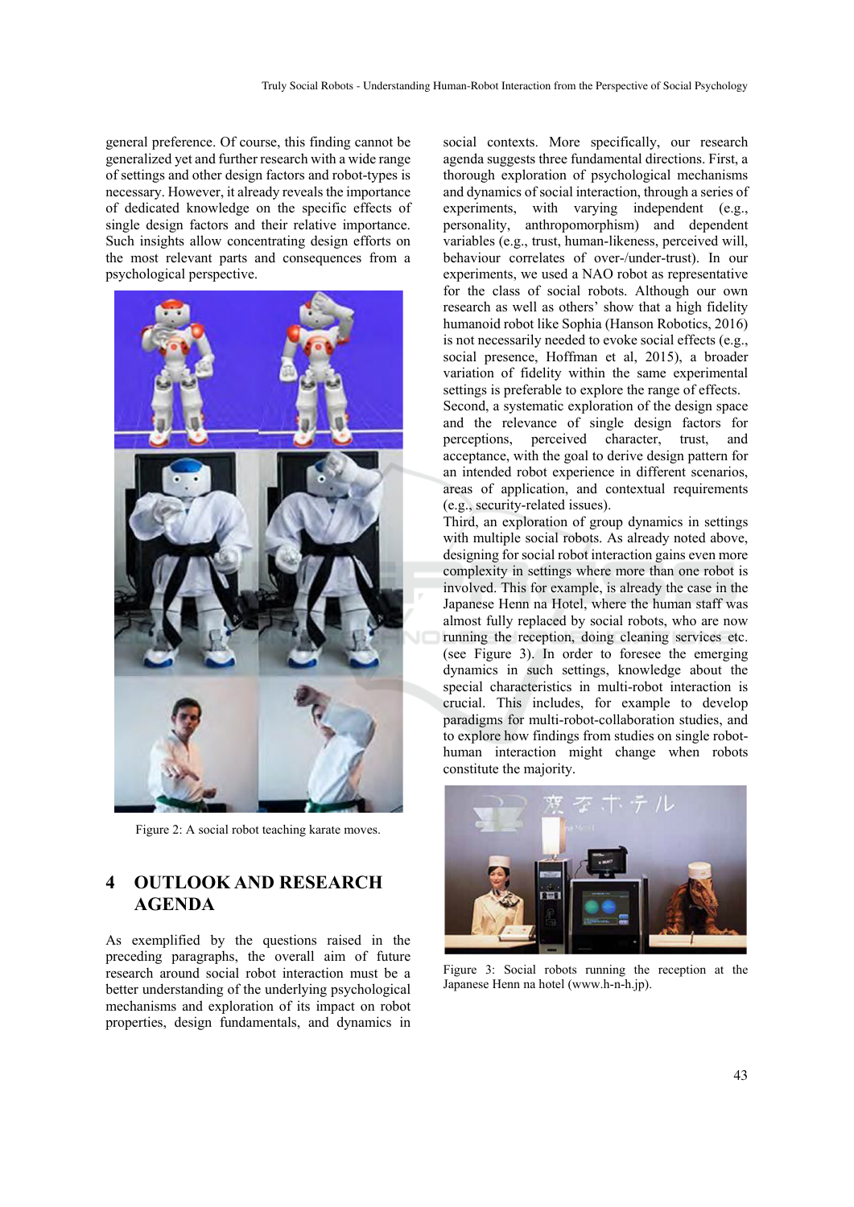general preference. Of course, this finding cannot be generalized yet and further research with a wide range of settings and other design factors and robot-types is necessary. However, it already reveals the importance of dedicated knowledge on the specific effects of single design factors and their relative importance. Such insights allow concentrating design efforts on the most relevant parts and consequences from a psychological perspective.

Figure 2: A social robot teaching karate moves.

## 4 OUTLOOK AND RESEARCH AGENDA

As exemplified by the questions raised in the preceding paragraphs, the overall aim of future research around social robot interaction must be a better understanding of the underlying psychological mechanisms and exploration of its impact on robot properties, design fundamentals, and dynamics in social contexts. More specifically, our research agenda suggests three fundamental directions. First, a thorough exploration of psychological mechanisms and dynamics of social interaction, through a series of experiments, with varying independent (e.g., personality, anthropomorphism) and dependent variables (e.g., trust, human-likeness, perceived will, behaviour correlates of over-/under-trust). In our experiments, we used a NAO robot as representative for the class of social robots. Although our own research as well as others' show that a high fidelity humanoid robot like Sophia (Hanson Robotics, 2016) is not necessarily needed to evoke social effects (e.g., social presence, Hoffman et al, 2015), a broader variation of fidelity within the same experimental settings is preferable to explore the range of effects. Second, a systematic exploration of the design space and the relevance of single design factors for perceptions, perceived character, trust, and acceptance, with the goal to derive design pattern for an intended robot experience in different scenarios, areas of application, and contextual requirements (e.g., security-related issues).

Third, an exploration of group dynamics in settings with multiple social robots. As already noted above, designing for social robot interaction gains even more complexity in settings where more than one robot is involved. This for example, is already the case in the Japanese Henn na Hotel, where the human staff was almost fully replaced by social robots, who are now running the reception, doing cleaning services etc. (see Figure 3). In order to foresee the emerging dynamics in such settings, knowledge about the special characteristics in multi-robot interaction is crucial. This includes, for example to develop paradigms for multi-robot-collaboration studies, and to explore how findings from studies on single robot-human interaction might change when robots constitute the majority.

Figure 3: Social robots running the reception at the Japanese Henn na hotel (www.h-n-h.jp).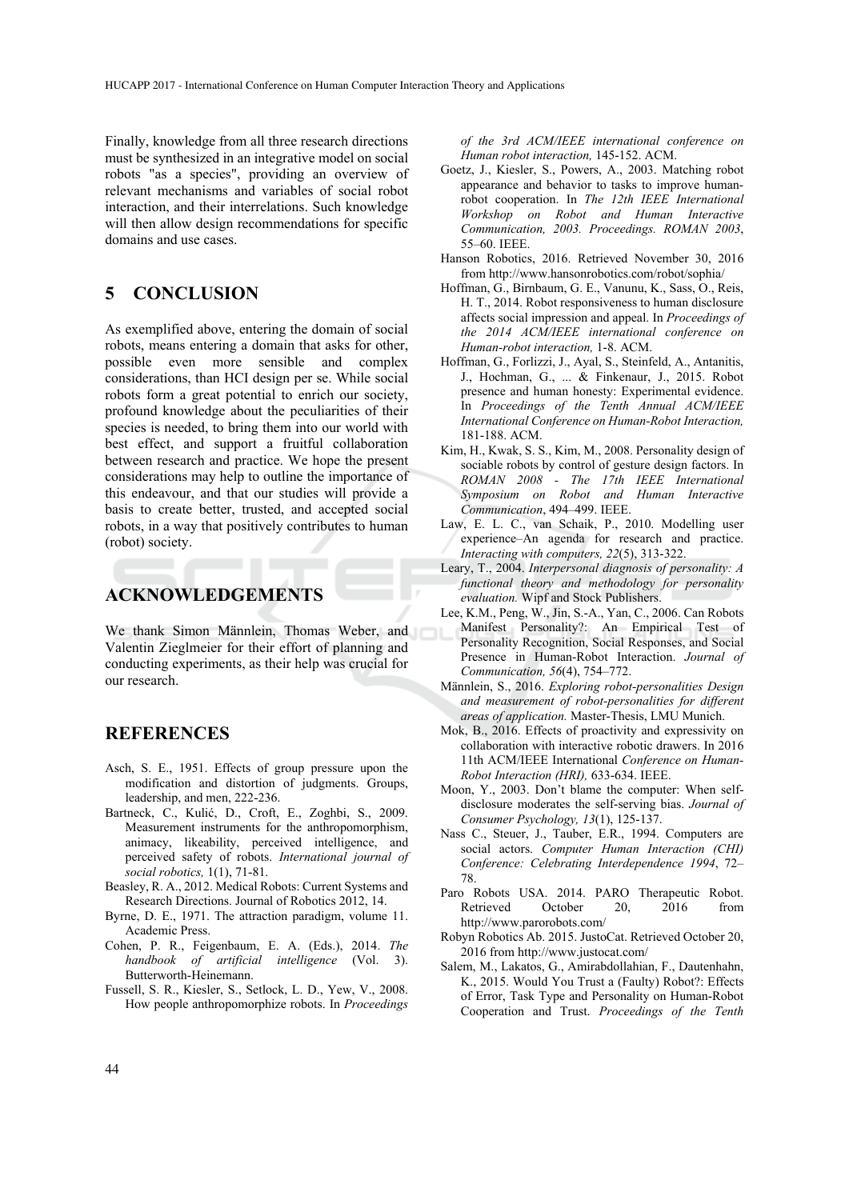Finally, knowledge from all three research directions must be synthesized in an integrative model on social robots "as a species", providing an overview of relevant mechanisms and variables of social robot interaction, and their interrelations. Such knowledge will then allow design recommendations for specific domains and use cases.

## 5 CONCLUSION

As exemplified above, entering the domain of social robots, means entering a domain that asks for other, possible even more sensible and complex considerations, than HCI design per se. While social robots form a great potential to enrich our society, profound knowledge about the peculiarities of their species is needed, to bring them into our world with best effect, and support a fruitful collaboration between research and practice. We hope the present considerations may help to outline the importance of this endeavour, and that our studies will provide a basis to create better, trusted, and accepted social robots, in a way that positively contributes to human (robot) society.

## ACKNOWLEDGEMENTS

We thank Simon Männlein, Thomas Weber, and Valentin Zieglmeier for their effort of planning and conducting experiments, as their help was crucial for our research.

## REFERENCES

Asch, S. E., 1951. Effects of group pressure upon the modification and distortion of judgments. Groups, leadership, and men, 222-236.

Bartneck, C., Kulić, D., Croft, E., Zoghbi, S., 2009. Measurement instruments for the anthropomorphism, animacy, likeability, perceived intelligence, and perceived safety of robots. *International journal of social robotics,* 1(1), 71-81.

Beasley, R. A., 2012. Medical Robots: Current Systems and Research Directions. Journal of Robotics 2012, 14.

Byrne, D. E., 1971. The attraction paradigm, volume 11. Academic Press.

Cohen, P. R., Feigenbaum, E. A. (Eds.), 2014. *The handbook of artificial intelligence* (Vol. 3). Butterworth-Heinemann.

Fussell, S. R., Kiesler, S., Setlock, L. D., Yew, V., 2008. How people anthropomorphize robots. In *Proceedings of the 3rd ACM/IEEE international conference on Human robot interaction,* 145-152. ACM.

Goetz, J., Kiesler, S., Powers, A., 2003. Matching robot appearance and behavior to tasks to improve human-robot cooperation. In *The 12th IEEE International Workshop on Robot and Human Interactive Communication, 2003. Proceedings. ROMAN 2003*, 55–60. IEEE.

Hanson Robotics, 2016. Retrieved November 30, 2016 from http://www.hansonrobotics.com/robot/sophia/

Hoffman, G., Birnbaum, G. E., Vanunu, K., Sass, O., Reis, H. T., 2014. Robot responsiveness to human disclosure affects social impression and appeal. In *Proceedings of the 2014 ACM/IEEE international conference on Human-robot interaction,* 1-8. ACM.

Hoffman, G., Forlizzi, J., Ayal, S., Steinfeld, A., Antanitis, J., Hochman, G., ... & Finkenaur, J., 2015. Robot presence and human honesty: Experimental evidence. In *Proceedings of the Tenth Annual ACM/IEEE International Conference on Human-Robot Interaction,* 181-188. ACM.

Kim, H., Kwak, S. S., Kim, M., 2008. Personality design of sociable robots by control of gesture design factors. In *ROMAN 2008 - The 17th IEEE International Symposium on Robot and Human Interactive Communication*, 494–499. IEEE.

Law, E. L. C., van Schaik, P., 2010. Modelling user experience–An agenda for research and practice. *Interacting with computers, 22*(5), 313-322.

Leary, T., 2004. *Interpersonal diagnosis of personality: A functional theory and methodology for personality evaluation.* Wipf and Stock Publishers.

Lee, K.M., Peng, W., Jin, S.-A., Yan, C., 2006. Can Robots Manifest Personality?: An Empirical Test of Personality Recognition, Social Responses, and Social Presence in Human-Robot Interaction. *Journal of Communication, 56*(4), 754–772.

Männlein, S., 2016. *Exploring robot-personalities Design and measurement of robot-personalities for different areas of application.* Master-Thesis, LMU Munich.

Mok, B., 2016. Effects of proactivity and expressivity on collaboration with interactive robotic drawers. In 2016 11th ACM/IEEE International *Conference on Human-Robot Interaction (HRI),* 633-634. IEEE.

Moon, Y., 2003. Don't blame the computer: When self-disclosure moderates the self-serving bias. *Journal of Consumer Psychology, 13*(1), 125-137.

Nass C., Steuer, J., Tauber, E.R., 1994. Computers are social actors. *Computer Human Interaction (CHI) Conference: Celebrating Interdependence 1994*, 72–78.

Paro Robots USA. 2014. PARO Therapeutic Robot. Retrieved October 20, 2016 from http://www.parorobots.com/

Robyn Robotics Ab. 2015. JustoCat. Retrieved October 20, 2016 from http://www.justocat.com/

Salem, M., Lakatos, G., Amirabdollahian, F., Dautenhahn, K., 2015. Would You Trust a (Faulty) Robot?: Effects of Error, Task Type and Personality on Human-Robot Cooperation and Trust. *Proceedings of the Tenth*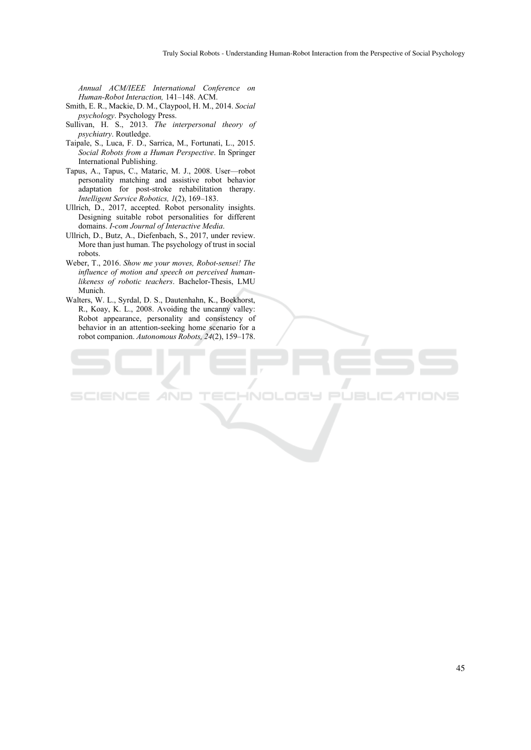*Annual ACM/IEEE International Conference on Human-Robot Interaction,* 141–148. ACM.

Smith, E. R., Mackie, D. M., Claypool, H. M., 2014. *Social psychology*. Psychology Press.

Sullivan, H. S., 2013. *The interpersonal theory of psychiatry*. Routledge.

Taipale, S., Luca, F. D., Sarrica, M., Fortunati, L., 2015. *Social Robots from a Human Perspective*. In Springer International Publishing.

Tapus, A., Tapus, C., Mataric, M. J., 2008. User—robot personality matching and assistive robot behavior adaptation for post-stroke rehabilitation therapy. *Intelligent Service Robotics, 1*(2), 169–183.

Ullrich, D., 2017, accepted. Robot personality insights. Designing suitable robot personalities for different domains. *I-com Journal of Interactive Media*.

Ullrich, D., Butz, A., Diefenbach, S., 2017, under review. More than just human. The psychology of trust in social robots.

Weber, T., 2016. *Show me your moves, Robot-sensei! The influence of motion and speech on perceived human-likeness of robotic teachers*. Bachelor-Thesis, LMU Munich.

Walters, W. L., Syrdal, D. S., Dautenhahn, K., Boekhorst, R., Koay, K. L., 2008. Avoiding the uncanny valley: Robot appearance, personality and consistency of behavior in an attention-seeking home scenario for a robot companion. *Autonomous Robots, 24*(2), 159–178.